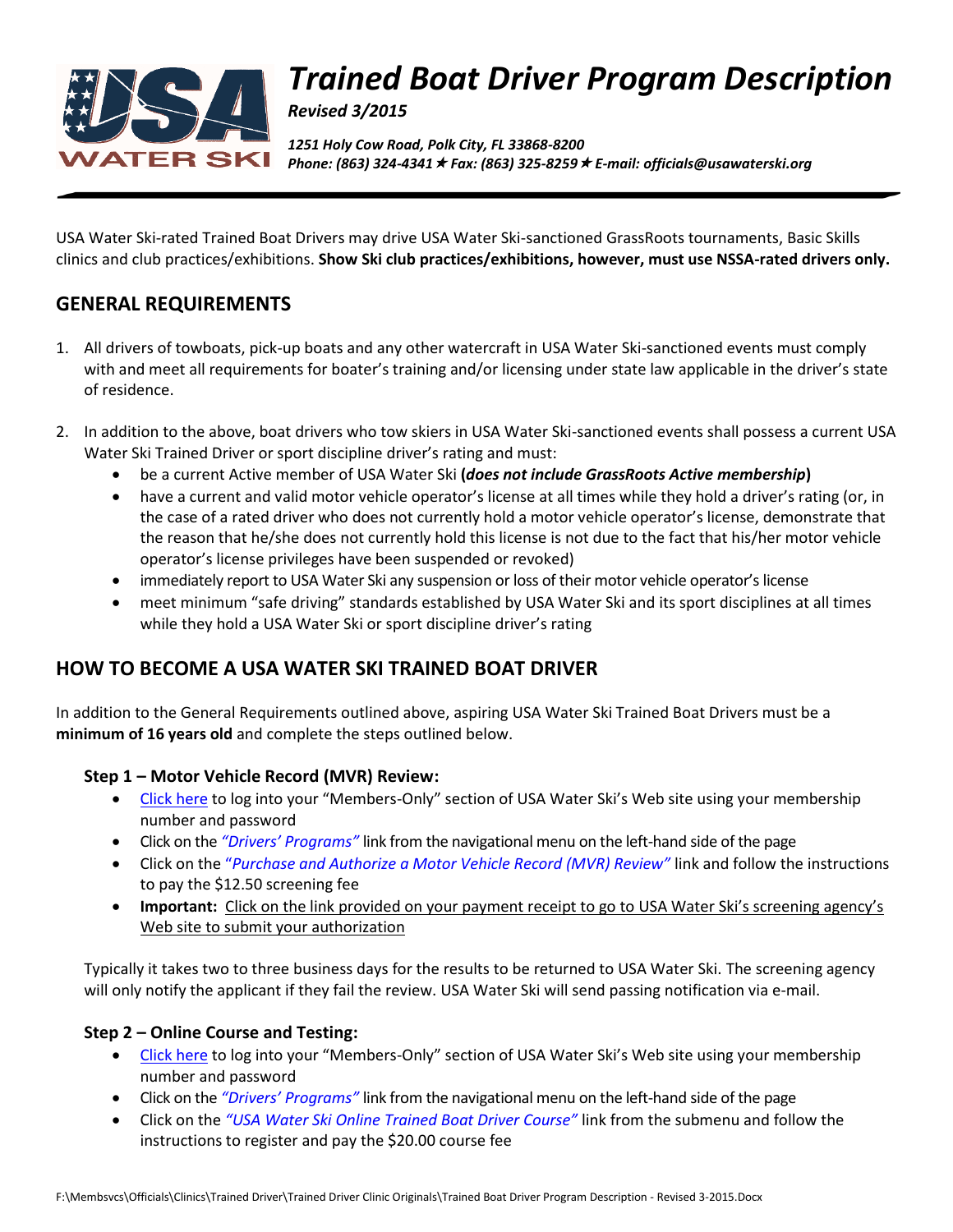# Trained Boat Driver Program Description

***Revised 3/2015***

*1251 Holy Cow Road, Polk City, FL 33868-8200*
*Phone: (863) 324-4341 ★ Fax: (863) 325-8259 ★ E-mail: officials@usawaterski.org*

USA Water Ski-rated Trained Boat Drivers may drive USA Water Ski-sanctioned GrassRoots tournaments, Basic Skills clinics and club practices/exhibitions. **Show Ski club practices/exhibitions, however, must use NSSA-rated drivers only.**

## GENERAL REQUIREMENTS

1. All drivers of towboats, pick-up boats and any other watercraft in USA Water Ski-sanctioned events must comply with and meet all requirements for boater's training and/or licensing under state law applicable in the driver's state of residence.

2. In addition to the above, boat drivers who tow skiers in USA Water Ski-sanctioned events shall possess a current USA Water Ski Trained Driver or sport discipline driver's rating and must:
   - be a current Active member of USA Water Ski (***does not include GrassRoots Active membership***)
   - have a current and valid motor vehicle operator's license at all times while they hold a driver's rating (or, in the case of a rated driver who does not currently hold a motor vehicle operator's license, demonstrate that the reason that he/she does not currently hold this license is not due to the fact that his/her motor vehicle operator's license privileges have been suspended or revoked)
   - immediately report to USA Water Ski any suspension or loss of their motor vehicle operator's license
   - meet minimum "safe driving" standards established by USA Water Ski and its sport disciplines at all times while they hold a USA Water Ski or sport discipline driver's rating

## HOW TO BECOME A USA WATER SKI TRAINED BOAT DRIVER

In addition to the General Requirements outlined above, aspiring USA Water Ski Trained Boat Drivers must be a **minimum of 16 years old** and complete the steps outlined below.

### Step 1 – Motor Vehicle Record (MVR) Review:

- Click here to log into your "Members-Only" section of USA Water Ski's Web site using your membership number and password
- Click on the *"Drivers' Programs"* link from the navigational menu on the left-hand side of the page
- Click on the *"Purchase and Authorize a Motor Vehicle Record (MVR) Review"* link and follow the instructions to pay the $12.50 screening fee
- **Important:** Click on the link provided on your payment receipt to go to USA Water Ski's screening agency's Web site to submit your authorization

Typically it takes two to three business days for the results to be returned to USA Water Ski. The screening agency will only notify the applicant if they fail the review. USA Water Ski will send passing notification via e-mail.

### Step 2 – Online Course and Testing:

- Click here to log into your "Members-Only" section of USA Water Ski's Web site using your membership number and password
- Click on the *"Drivers' Programs"* link from the navigational menu on the left-hand side of the page
- Click on the *"USA Water Ski Online Trained Boat Driver Course"* link from the submenu and follow the instructions to register and pay the $20.00 course fee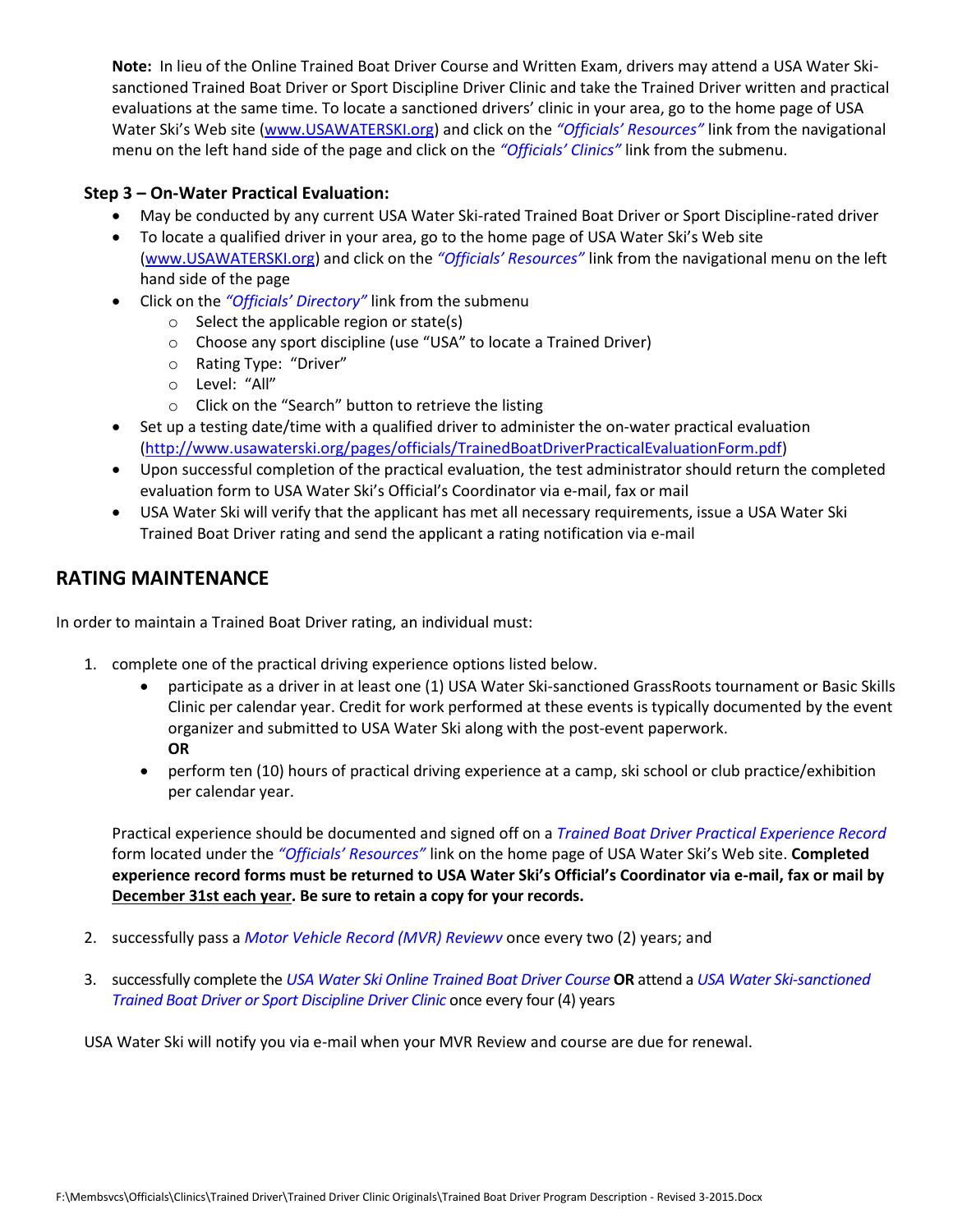**Note:** In lieu of the Online Trained Boat Driver Course and Written Exam, drivers may attend a USA Water Ski-sanctioned Trained Boat Driver or Sport Discipline Driver Clinic and take the Trained Driver written and practical evaluations at the same time. To locate a sanctioned drivers' clinic in your area, go to the home page of USA Water Ski's Web site (www.USAWATERSKI.org) and click on the *"Officials' Resources"* link from the navigational menu on the left hand side of the page and click on the *"Officials' Clinics"* link from the submenu.

### Step 3 – On-Water Practical Evaluation:

- May be conducted by any current USA Water Ski-rated Trained Boat Driver or Sport Discipline-rated driver
- To locate a qualified driver in your area, go to the home page of USA Water Ski's Web site (www.USAWATERSKI.org) and click on the *"Officials' Resources"* link from the navigational menu on the left hand side of the page
- Click on the *"Officials' Directory"* link from the submenu
  - Select the applicable region or state(s)
  - Choose any sport discipline (use "USA" to locate a Trained Driver)
  - Rating Type: "Driver"
  - Level: "All"
  - Click on the "Search" button to retrieve the listing
- Set up a testing date/time with a qualified driver to administer the on-water practical evaluation (http://www.usawaterski.org/pages/officials/TrainedBoatDriverPracticalEvaluationForm.pdf)
- Upon successful completion of the practical evaluation, the test administrator should return the completed evaluation form to USA Water Ski's Official's Coordinator via e-mail, fax or mail
- USA Water Ski will verify that the applicant has met all necessary requirements, issue a USA Water Ski Trained Boat Driver rating and send the applicant a rating notification via e-mail

## RATING MAINTENANCE

In order to maintain a Trained Boat Driver rating, an individual must:

1. complete one of the practical driving experience options listed below.
   - participate as a driver in at least one (1) USA Water Ski-sanctioned GrassRoots tournament or Basic Skills Clinic per calendar year. Credit for work performed at these events is typically documented by the event organizer and submitted to USA Water Ski along with the post-event paperwork.
     **OR**
   - perform ten (10) hours of practical driving experience at a camp, ski school or club practice/exhibition per calendar year.

   Practical experience should be documented and signed off on a *Trained Boat Driver Practical Experience Record* form located under the *"Officials' Resources"* link on the home page of USA Water Ski's Web site. **Completed experience record forms must be returned to USA Water Ski's Official's Coordinator via e-mail, fax or mail by <u>December 31st each year</u>. Be sure to retain a copy for your records.**

2. successfully pass a *Motor Vehicle Record (MVR) Reviewv* once every two (2) years; and

3. successfully complete the *USA Water Ski Online Trained Boat Driver Course* **OR** attend a *USA Water Ski-sanctioned Trained Boat Driver or Sport Discipline Driver Clinic* once every four (4) years

USA Water Ski will notify you via e-mail when your MVR Review and course are due for renewal.